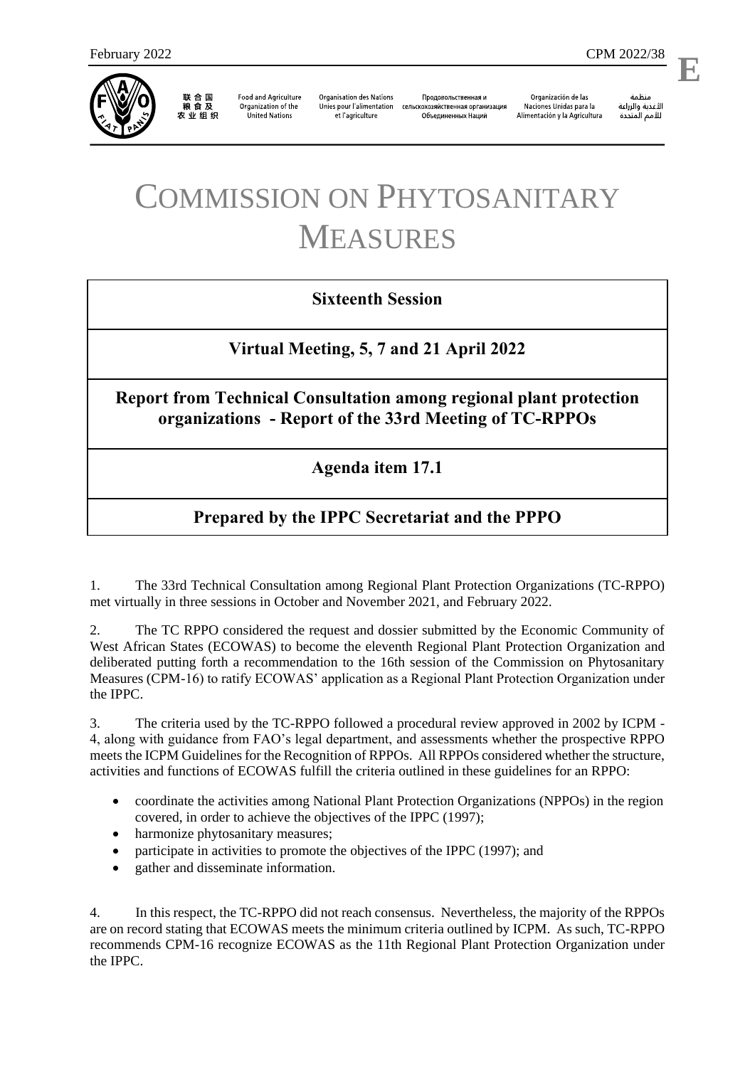February 2022 CPM 2022/38

**E**

联合国粮食及农业组织 | Food and Agriculture Organization of the United Nations | Organisation des Nations Unies pour l'alimentation et l'agriculture | Продовольственная и сельскохозяйственная организация Объединенных Наций | Organización de las Naciones Unidas para la Alimentación y la Agricultura | منظمة الأغذية والزراعة للأمم المتحدة

# COMMISSION ON PHYTOSANITARY MEASURES

## Sixteenth Session

## Virtual Meeting, 5, 7 and 21 April 2022

## Report from Technical Consultation among regional plant protection organizations - Report of the 33rd Meeting of TC-RPPOs

## Agenda item 17.1

## Prepared by the IPPC Secretariat and the PPPO

1. The 33rd Technical Consultation among Regional Plant Protection Organizations (TC-RPPO) met virtually in three sessions in October and November 2021, and February 2022.

2. The TC RPPO considered the request and dossier submitted by the Economic Community of West African States (ECOWAS) to become the eleventh Regional Plant Protection Organization and deliberated putting forth a recommendation to the 16th session of the Commission on Phytosanitary Measures (CPM-16) to ratify ECOWAS' application as a Regional Plant Protection Organization under the IPPC.

3. The criteria used by the TC-RPPO followed a procedural review approved in 2002 by ICPM - 4, along with guidance from FAO's legal department, and assessments whether the prospective RPPO meets the ICPM Guidelines for the Recognition of RPPOs. All RPPOs considered whether the structure, activities and functions of ECOWAS fulfill the criteria outlined in these guidelines for an RPPO:

- coordinate the activities among National Plant Protection Organizations (NPPOs) in the region covered, in order to achieve the objectives of the IPPC (1997);
- harmonize phytosanitary measures;
- participate in activities to promote the objectives of the IPPC (1997); and
- gather and disseminate information.

4. In this respect, the TC-RPPO did not reach consensus. Nevertheless, the majority of the RPPOs are on record stating that ECOWAS meets the minimum criteria outlined by ICPM. As such, TC-RPPO recommends CPM-16 recognize ECOWAS as the 11th Regional Plant Protection Organization under the IPPC.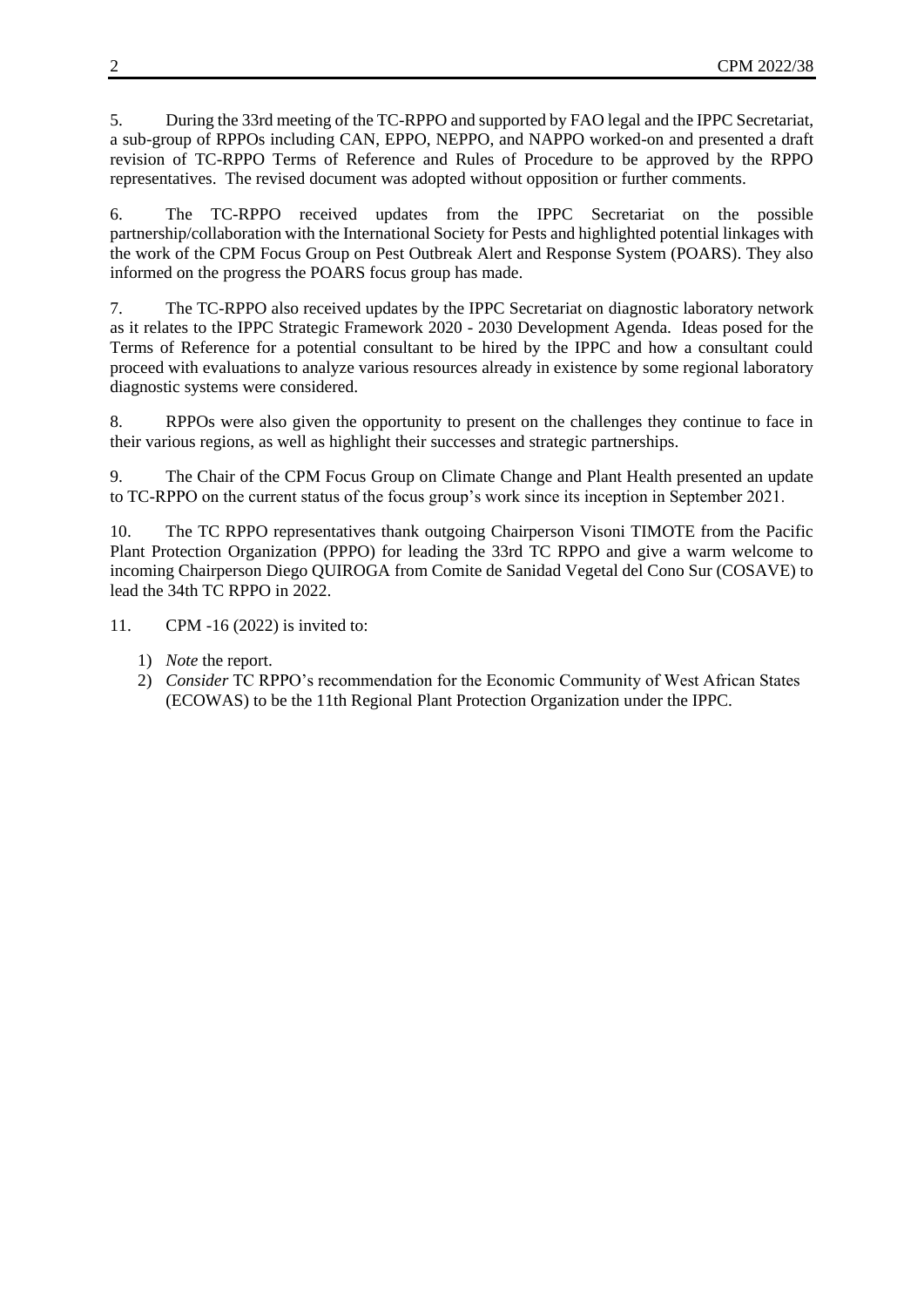5. During the 33rd meeting of the TC-RPPO and supported by FAO legal and the IPPC Secretariat, a sub-group of RPPOs including CAN, EPPO, NEPPO, and NAPPO worked-on and presented a draft revision of TC-RPPO Terms of Reference and Rules of Procedure to be approved by the RPPO representatives. The revised document was adopted without opposition or further comments.

6. The TC-RPPO received updates from the IPPC Secretariat on the possible partnership/collaboration with the International Society for Pests and highlighted potential linkages with the work of the CPM Focus Group on Pest Outbreak Alert and Response System (POARS). They also informed on the progress the POARS focus group has made.

7. The TC-RPPO also received updates by the IPPC Secretariat on diagnostic laboratory network as it relates to the IPPC Strategic Framework 2020 - 2030 Development Agenda. Ideas posed for the Terms of Reference for a potential consultant to be hired by the IPPC and how a consultant could proceed with evaluations to analyze various resources already in existence by some regional laboratory diagnostic systems were considered.

8. RPPOs were also given the opportunity to present on the challenges they continue to face in their various regions, as well as highlight their successes and strategic partnerships.

9. The Chair of the CPM Focus Group on Climate Change and Plant Health presented an update to TC-RPPO on the current status of the focus group's work since its inception in September 2021.

10. The TC RPPO representatives thank outgoing Chairperson Visoni TIMOTE from the Pacific Plant Protection Organization (PPPO) for leading the 33rd TC RPPO and give a warm welcome to incoming Chairperson Diego QUIROGA from Comite de Sanidad Vegetal del Cono Sur (COSAVE) to lead the 34th TC RPPO in 2022.

11. CPM -16 (2022) is invited to:

1) *Note* the report.
2) *Consider* TC RPPO's recommendation for the Economic Community of West African States (ECOWAS) to be the 11th Regional Plant Protection Organization under the IPPC.